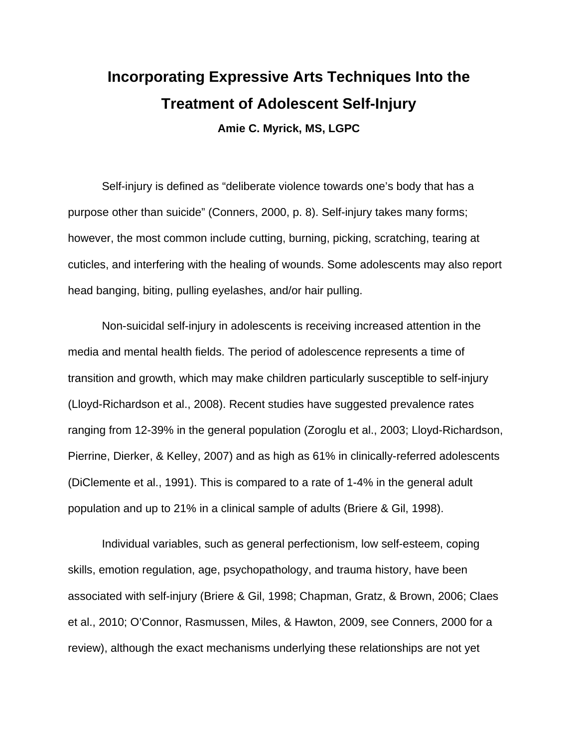# Incorporating Expressive Arts Techniques Into the Treatment of Adolescent Self-Injury

**Amie C. Myrick, MS, LGPC**

Self-injury is defined as "deliberate violence towards one's body that has a purpose other than suicide" (Conners, 2000, p. 8). Self-injury takes many forms; however, the most common include cutting, burning, picking, scratching, tearing at cuticles, and interfering with the healing of wounds. Some adolescents may also report head banging, biting, pulling eyelashes, and/or hair pulling.

Non-suicidal self-injury in adolescents is receiving increased attention in the media and mental health fields. The period of adolescence represents a time of transition and growth, which may make children particularly susceptible to self-injury (Lloyd-Richardson et al., 2008). Recent studies have suggested prevalence rates ranging from 12-39% in the general population (Zoroglu et al., 2003; Lloyd-Richardson, Pierrine, Dierker, & Kelley, 2007) and as high as 61% in clinically-referred adolescents (DiClemente et al., 1991). This is compared to a rate of 1-4% in the general adult population and up to 21% in a clinical sample of adults (Briere & Gil, 1998).

Individual variables, such as general perfectionism, low self-esteem, coping skills, emotion regulation, age, psychopathology, and trauma history, have been associated with self-injury (Briere & Gil, 1998; Chapman, Gratz, & Brown, 2006; Claes et al., 2010; O'Connor, Rasmussen, Miles, & Hawton, 2009, see Conners, 2000 for a review), although the exact mechanisms underlying these relationships are not yet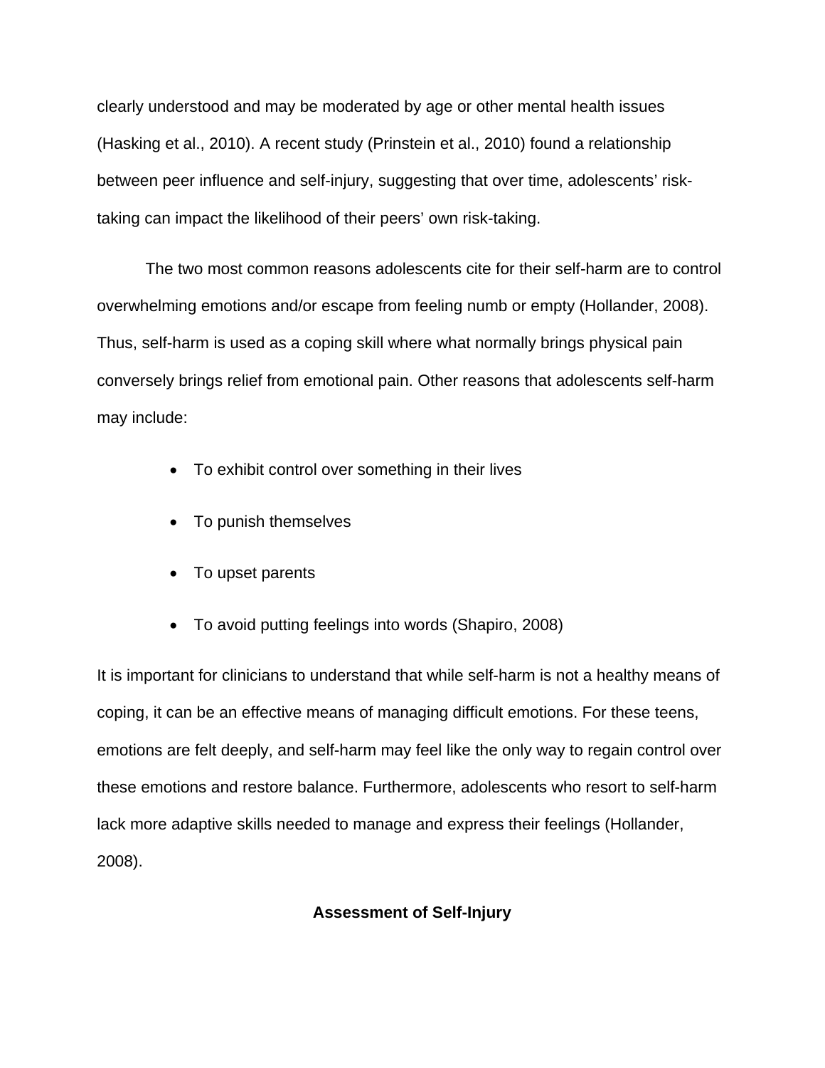clearly understood and may be moderated by age or other mental health issues (Hasking et al., 2010). A recent study (Prinstein et al., 2010) found a relationship between peer influence and self-injury, suggesting that over time, adolescents' risk-taking can impact the likelihood of their peers' own risk-taking.

The two most common reasons adolescents cite for their self-harm are to control overwhelming emotions and/or escape from feeling numb or empty (Hollander, 2008). Thus, self-harm is used as a coping skill where what normally brings physical pain conversely brings relief from emotional pain. Other reasons that adolescents self-harm may include:

- To exhibit control over something in their lives
- To punish themselves
- To upset parents
- To avoid putting feelings into words (Shapiro, 2008)

It is important for clinicians to understand that while self-harm is not a healthy means of coping, it can be an effective means of managing difficult emotions. For these teens, emotions are felt deeply, and self-harm may feel like the only way to regain control over these emotions and restore balance. Furthermore, adolescents who resort to self-harm lack more adaptive skills needed to manage and express their feelings (Hollander, 2008).

## Assessment of Self-Injury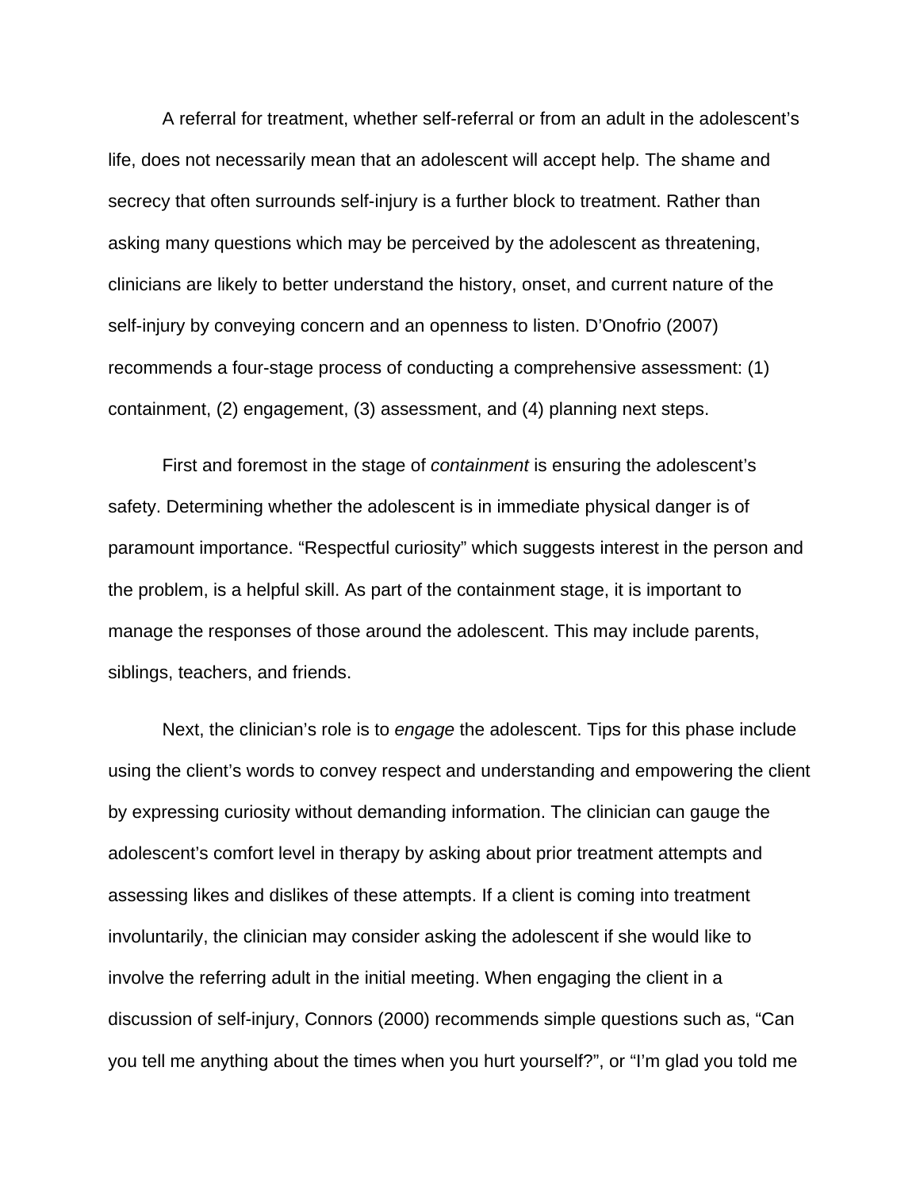A referral for treatment, whether self-referral or from an adult in the adolescent's life, does not necessarily mean that an adolescent will accept help. The shame and secrecy that often surrounds self-injury is a further block to treatment. Rather than asking many questions which may be perceived by the adolescent as threatening, clinicians are likely to better understand the history, onset, and current nature of the self-injury by conveying concern and an openness to listen. D'Onofrio (2007) recommends a four-stage process of conducting a comprehensive assessment: (1) containment, (2) engagement, (3) assessment, and (4) planning next steps.

First and foremost in the stage of *containment* is ensuring the adolescent's safety. Determining whether the adolescent is in immediate physical danger is of paramount importance. "Respectful curiosity" which suggests interest in the person and the problem, is a helpful skill. As part of the containment stage, it is important to manage the responses of those around the adolescent. This may include parents, siblings, teachers, and friends.

Next, the clinician's role is to *engage* the adolescent. Tips for this phase include using the client's words to convey respect and understanding and empowering the client by expressing curiosity without demanding information. The clinician can gauge the adolescent's comfort level in therapy by asking about prior treatment attempts and assessing likes and dislikes of these attempts. If a client is coming into treatment involuntarily, the clinician may consider asking the adolescent if she would like to involve the referring adult in the initial meeting. When engaging the client in a discussion of self-injury, Connors (2000) recommends simple questions such as, "Can you tell me anything about the times when you hurt yourself?", or "I'm glad you told me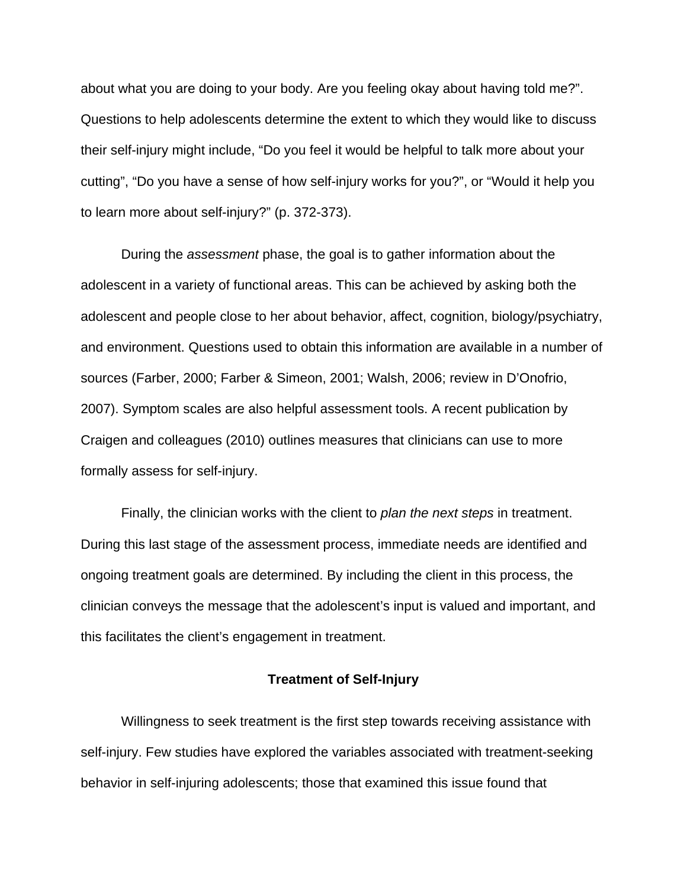about what you are doing to your body. Are you feeling okay about having told me?". Questions to help adolescents determine the extent to which they would like to discuss their self-injury might include, "Do you feel it would be helpful to talk more about your cutting", "Do you have a sense of how self-injury works for you?", or "Would it help you to learn more about self-injury?" (p. 372-373).

During the *assessment* phase, the goal is to gather information about the adolescent in a variety of functional areas. This can be achieved by asking both the adolescent and people close to her about behavior, affect, cognition, biology/psychiatry, and environment. Questions used to obtain this information are available in a number of sources (Farber, 2000; Farber & Simeon, 2001; Walsh, 2006; review in D'Onofrio, 2007). Symptom scales are also helpful assessment tools. A recent publication by Craigen and colleagues (2010) outlines measures that clinicians can use to more formally assess for self-injury.

Finally, the clinician works with the client to *plan the next steps* in treatment. During this last stage of the assessment process, immediate needs are identified and ongoing treatment goals are determined. By including the client in this process, the clinician conveys the message that the adolescent's input is valued and important, and this facilitates the client's engagement in treatment.

## Treatment of Self-Injury

Willingness to seek treatment is the first step towards receiving assistance with self-injury. Few studies have explored the variables associated with treatment-seeking behavior in self-injuring adolescents; those that examined this issue found that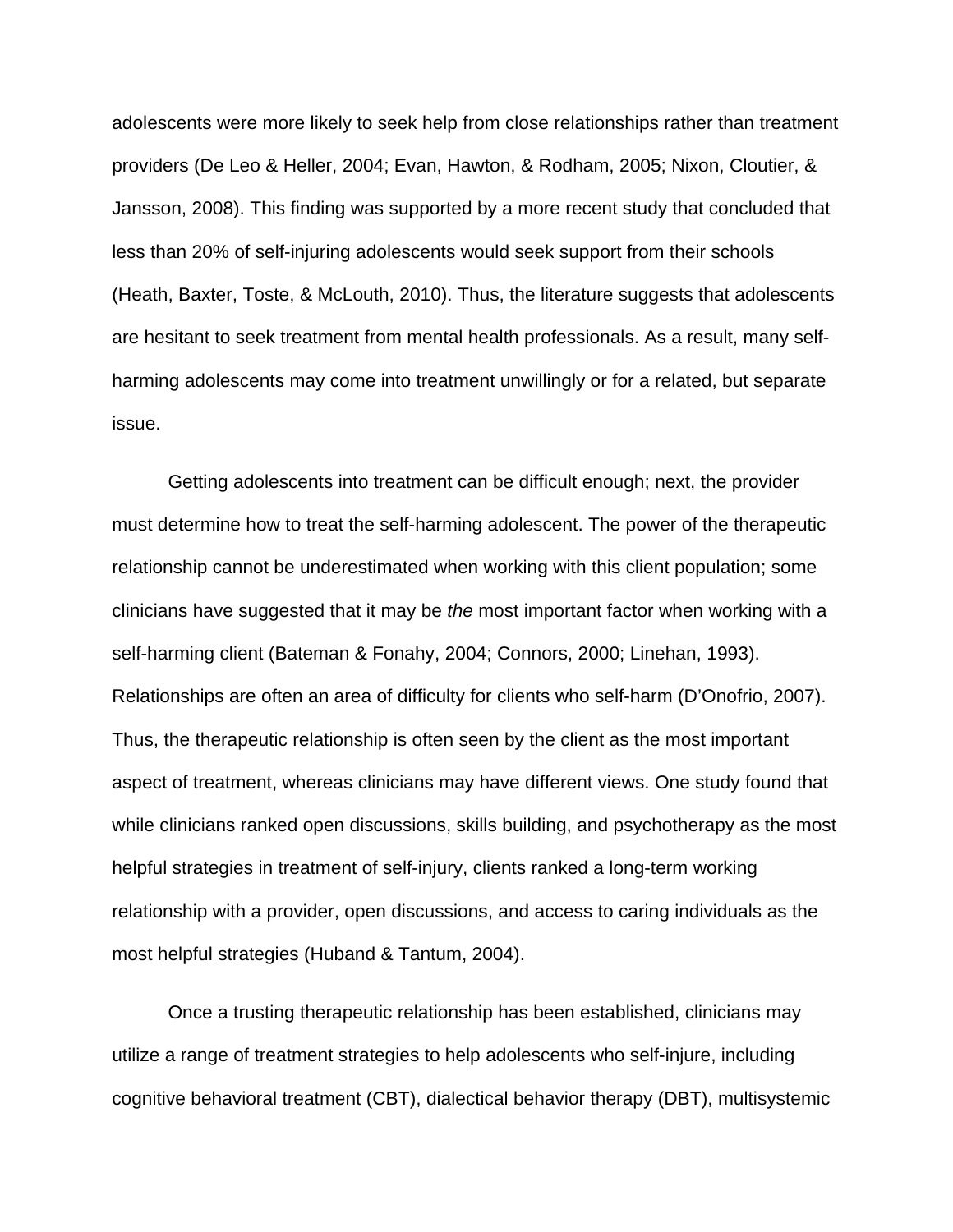adolescents were more likely to seek help from close relationships rather than treatment providers (De Leo & Heller, 2004; Evan, Hawton, & Rodham, 2005; Nixon, Cloutier, & Jansson, 2008). This finding was supported by a more recent study that concluded that less than 20% of self-injuring adolescents would seek support from their schools (Heath, Baxter, Toste, & McLouth, 2010). Thus, the literature suggests that adolescents are hesitant to seek treatment from mental health professionals. As a result, many self-harming adolescents may come into treatment unwillingly or for a related, but separate issue.

Getting adolescents into treatment can be difficult enough; next, the provider must determine how to treat the self-harming adolescent. The power of the therapeutic relationship cannot be underestimated when working with this client population; some clinicians have suggested that it may be *the* most important factor when working with a self-harming client (Bateman & Fonahy, 2004; Connors, 2000; Linehan, 1993). Relationships are often an area of difficulty for clients who self-harm (D'Onofrio, 2007). Thus, the therapeutic relationship is often seen by the client as the most important aspect of treatment, whereas clinicians may have different views. One study found that while clinicians ranked open discussions, skills building, and psychotherapy as the most helpful strategies in treatment of self-injury, clients ranked a long-term working relationship with a provider, open discussions, and access to caring individuals as the most helpful strategies (Huband & Tantum, 2004).

Once a trusting therapeutic relationship has been established, clinicians may utilize a range of treatment strategies to help adolescents who self-injure, including cognitive behavioral treatment (CBT), dialectical behavior therapy (DBT), multisystemic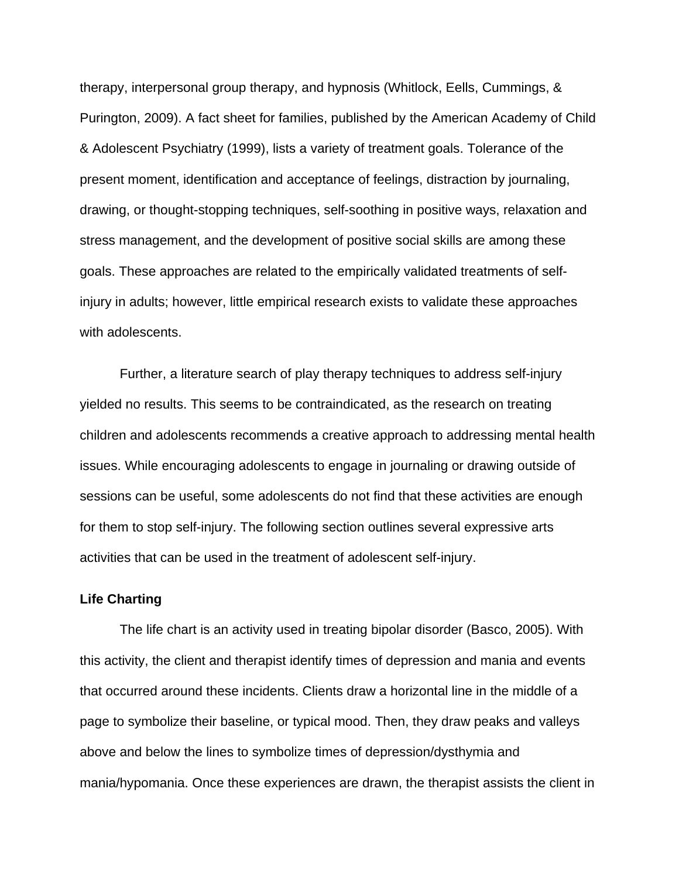therapy, interpersonal group therapy, and hypnosis (Whitlock, Eells, Cummings, & Purington, 2009). A fact sheet for families, published by the American Academy of Child & Adolescent Psychiatry (1999), lists a variety of treatment goals. Tolerance of the present moment, identification and acceptance of feelings, distraction by journaling, drawing, or thought-stopping techniques, self-soothing in positive ways, relaxation and stress management, and the development of positive social skills are among these goals. These approaches are related to the empirically validated treatments of self-injury in adults; however, little empirical research exists to validate these approaches with adolescents.

Further, a literature search of play therapy techniques to address self-injury yielded no results. This seems to be contraindicated, as the research on treating children and adolescents recommends a creative approach to addressing mental health issues. While encouraging adolescents to engage in journaling or drawing outside of sessions can be useful, some adolescents do not find that these activities are enough for them to stop self-injury. The following section outlines several expressive arts activities that can be used in the treatment of adolescent self-injury.

**Life Charting**

The life chart is an activity used in treating bipolar disorder (Basco, 2005). With this activity, the client and therapist identify times of depression and mania and events that occurred around these incidents. Clients draw a horizontal line in the middle of a page to symbolize their baseline, or typical mood. Then, they draw peaks and valleys above and below the lines to symbolize times of depression/dysthymia and mania/hypomania. Once these experiences are drawn, the therapist assists the client in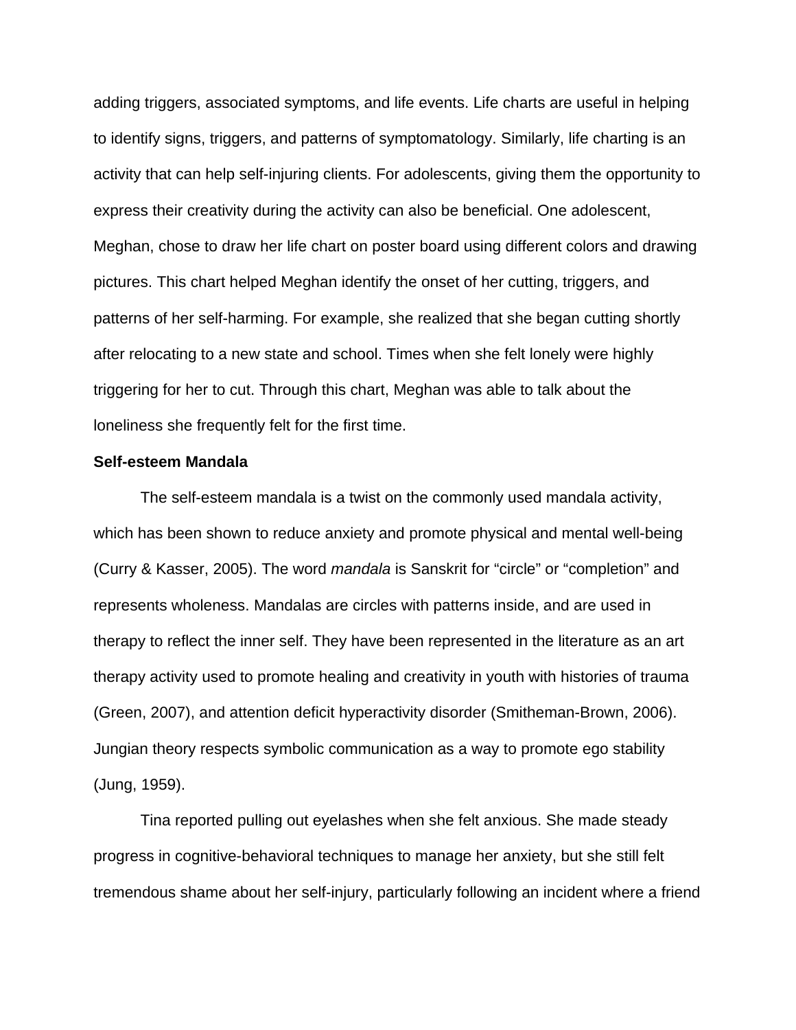adding triggers, associated symptoms, and life events. Life charts are useful in helping to identify signs, triggers, and patterns of symptomatology. Similarly, life charting is an activity that can help self-injuring clients. For adolescents, giving them the opportunity to express their creativity during the activity can also be beneficial. One adolescent, Meghan, chose to draw her life chart on poster board using different colors and drawing pictures. This chart helped Meghan identify the onset of her cutting, triggers, and patterns of her self-harming. For example, she realized that she began cutting shortly after relocating to a new state and school. Times when she felt lonely were highly triggering for her to cut. Through this chart, Meghan was able to talk about the loneliness she frequently felt for the first time.

**Self-esteem Mandala**

The self-esteem mandala is a twist on the commonly used mandala activity, which has been shown to reduce anxiety and promote physical and mental well-being (Curry & Kasser, 2005). The word *mandala* is Sanskrit for “circle” or “completion” and represents wholeness. Mandalas are circles with patterns inside, and are used in therapy to reflect the inner self. They have been represented in the literature as an art therapy activity used to promote healing and creativity in youth with histories of trauma (Green, 2007), and attention deficit hyperactivity disorder (Smitheman-Brown, 2006). Jungian theory respects symbolic communication as a way to promote ego stability (Jung, 1959).

Tina reported pulling out eyelashes when she felt anxious. She made steady progress in cognitive-behavioral techniques to manage her anxiety, but she still felt tremendous shame about her self-injury, particularly following an incident where a friend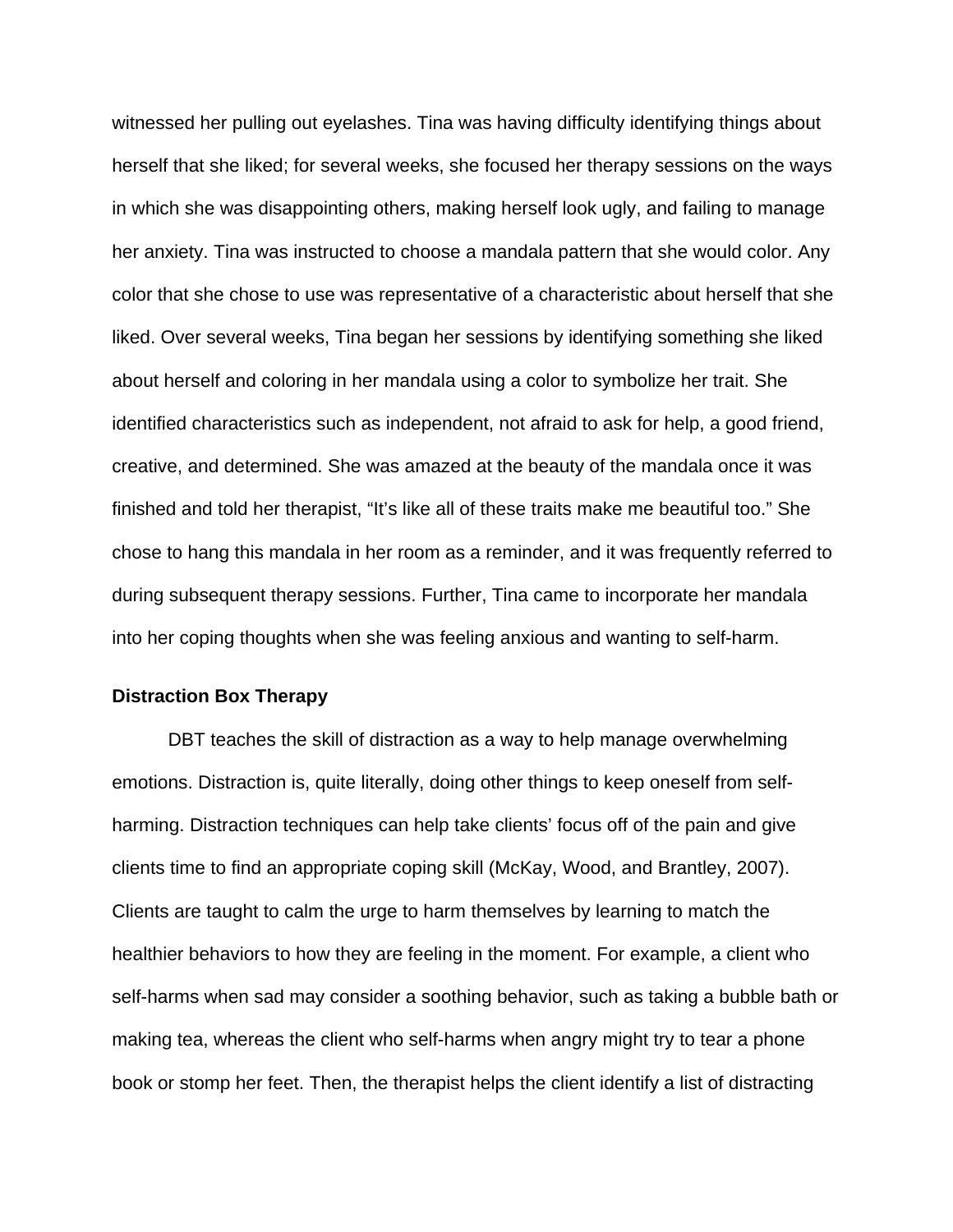witnessed her pulling out eyelashes. Tina was having difficulty identifying things about herself that she liked; for several weeks, she focused her therapy sessions on the ways in which she was disappointing others, making herself look ugly, and failing to manage her anxiety. Tina was instructed to choose a mandala pattern that she would color. Any color that she chose to use was representative of a characteristic about herself that she liked. Over several weeks, Tina began her sessions by identifying something she liked about herself and coloring in her mandala using a color to symbolize her trait. She identified characteristics such as independent, not afraid to ask for help, a good friend, creative, and determined. She was amazed at the beauty of the mandala once it was finished and told her therapist, "It's like all of these traits make me beautiful too." She chose to hang this mandala in her room as a reminder, and it was frequently referred to during subsequent therapy sessions. Further, Tina came to incorporate her mandala into her coping thoughts when she was feeling anxious and wanting to self-harm.

**Distraction Box Therapy**

DBT teaches the skill of distraction as a way to help manage overwhelming emotions. Distraction is, quite literally, doing other things to keep oneself from self-harming. Distraction techniques can help take clients' focus off of the pain and give clients time to find an appropriate coping skill (McKay, Wood, and Brantley, 2007). Clients are taught to calm the urge to harm themselves by learning to match the healthier behaviors to how they are feeling in the moment. For example, a client who self-harms when sad may consider a soothing behavior, such as taking a bubble bath or making tea, whereas the client who self-harms when angry might try to tear a phone book or stomp her feet. Then, the therapist helps the client identify a list of distracting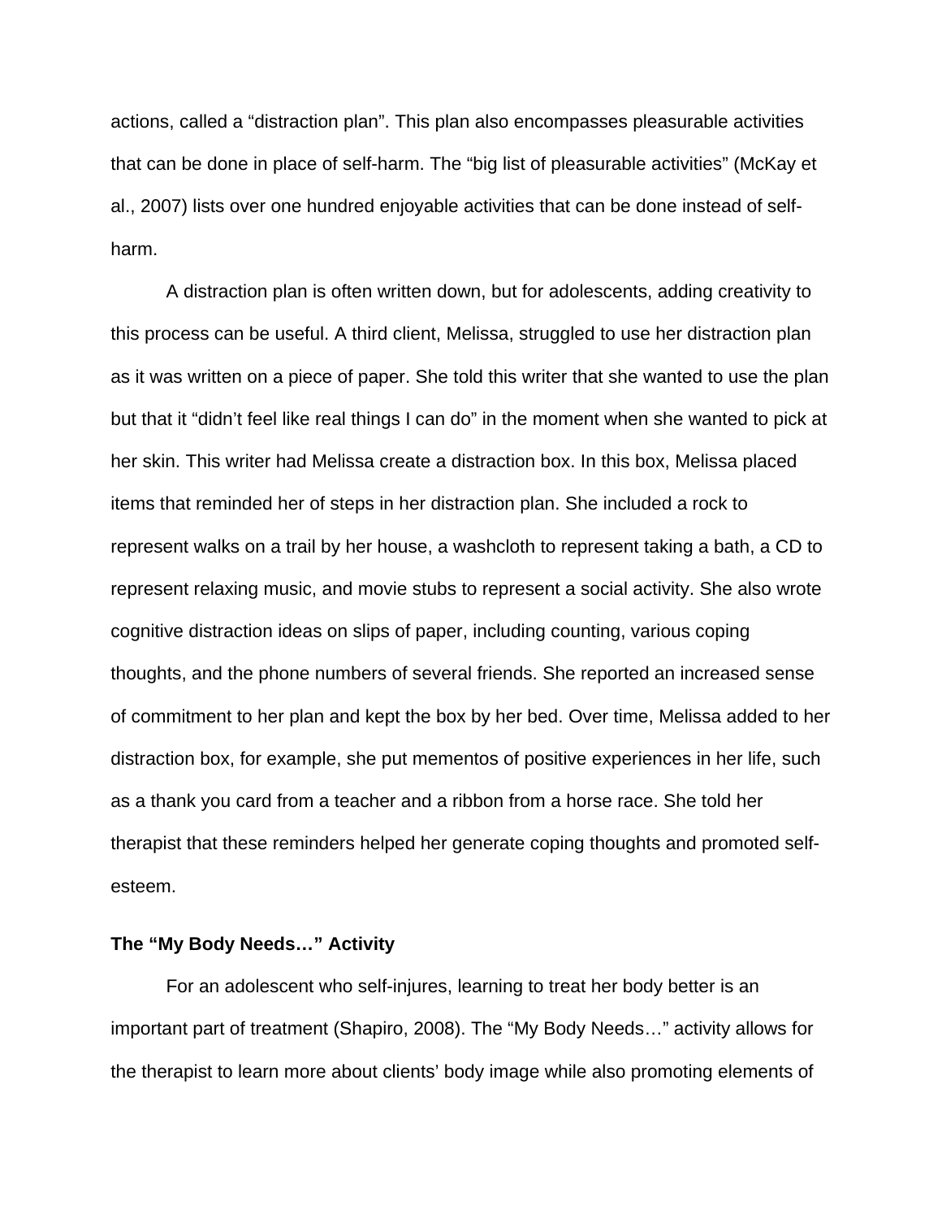actions, called a “distraction plan”. This plan also encompasses pleasurable activities that can be done in place of self-harm. The “big list of pleasurable activities” (McKay et al., 2007) lists over one hundred enjoyable activities that can be done instead of self-harm.

A distraction plan is often written down, but for adolescents, adding creativity to this process can be useful. A third client, Melissa, struggled to use her distraction plan as it was written on a piece of paper. She told this writer that she wanted to use the plan but that it “didn’t feel like real things I can do” in the moment when she wanted to pick at her skin. This writer had Melissa create a distraction box. In this box, Melissa placed items that reminded her of steps in her distraction plan. She included a rock to represent walks on a trail by her house, a washcloth to represent taking a bath, a CD to represent relaxing music, and movie stubs to represent a social activity. She also wrote cognitive distraction ideas on slips of paper, including counting, various coping thoughts, and the phone numbers of several friends. She reported an increased sense of commitment to her plan and kept the box by her bed. Over time, Melissa added to her distraction box, for example, she put mementos of positive experiences in her life, such as a thank you card from a teacher and a ribbon from a horse race. She told her therapist that these reminders helped her generate coping thoughts and promoted self-esteem.

### The “My Body Needs…” Activity

For an adolescent who self-injures, learning to treat her body better is an important part of treatment (Shapiro, 2008). The “My Body Needs…” activity allows for the therapist to learn more about clients’ body image while also promoting elements of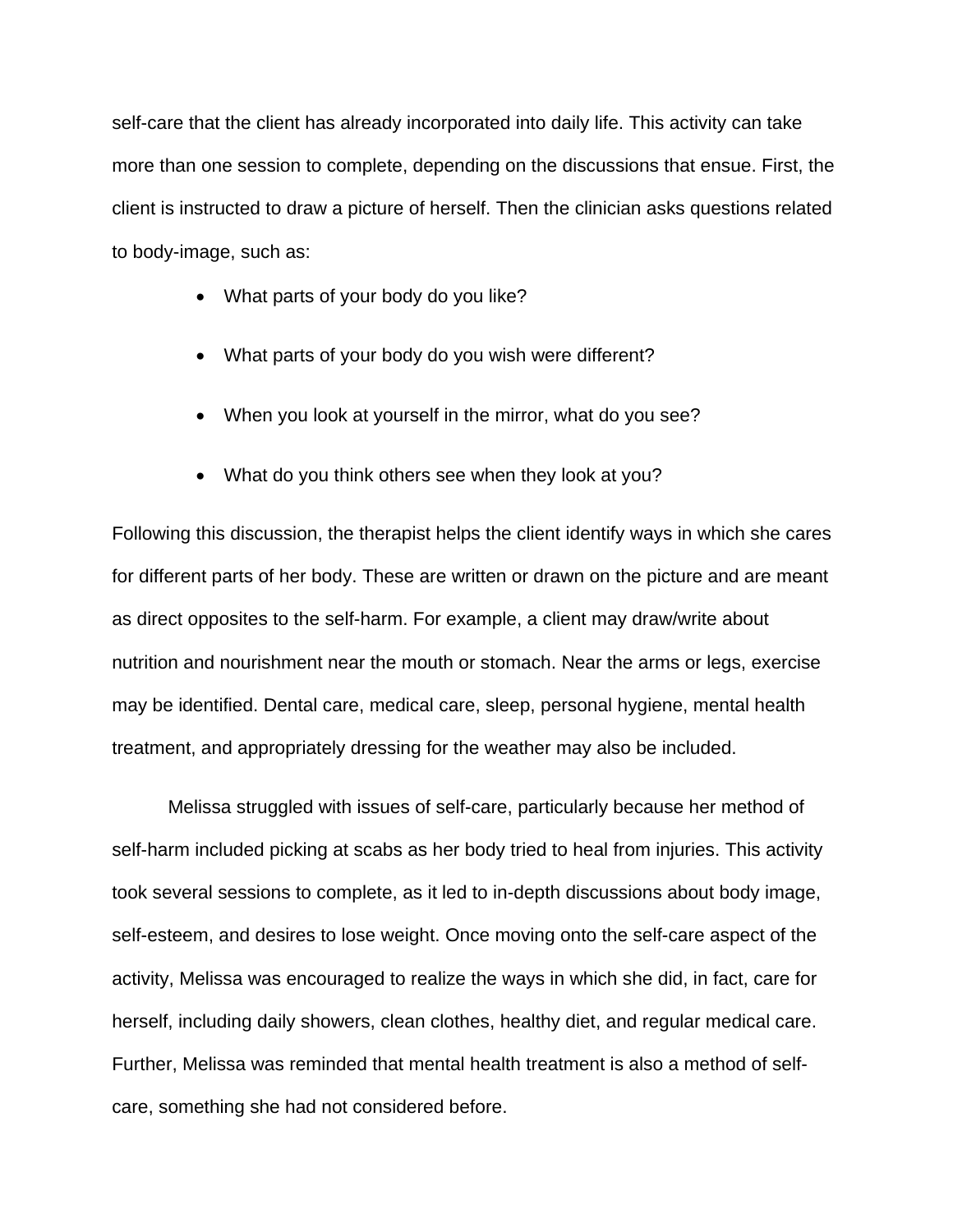self-care that the client has already incorporated into daily life. This activity can take more than one session to complete, depending on the discussions that ensue. First, the client is instructed to draw a picture of herself. Then the clinician asks questions related to body-image, such as:

- What parts of your body do you like?
- What parts of your body do you wish were different?
- When you look at yourself in the mirror, what do you see?
- What do you think others see when they look at you?

Following this discussion, the therapist helps the client identify ways in which she cares for different parts of her body. These are written or drawn on the picture and are meant as direct opposites to the self-harm. For example, a client may draw/write about nutrition and nourishment near the mouth or stomach. Near the arms or legs, exercise may be identified. Dental care, medical care, sleep, personal hygiene, mental health treatment, and appropriately dressing for the weather may also be included.

Melissa struggled with issues of self-care, particularly because her method of self-harm included picking at scabs as her body tried to heal from injuries. This activity took several sessions to complete, as it led to in-depth discussions about body image, self-esteem, and desires to lose weight. Once moving onto the self-care aspect of the activity, Melissa was encouraged to realize the ways in which she did, in fact, care for herself, including daily showers, clean clothes, healthy diet, and regular medical care. Further, Melissa was reminded that mental health treatment is also a method of self-care, something she had not considered before.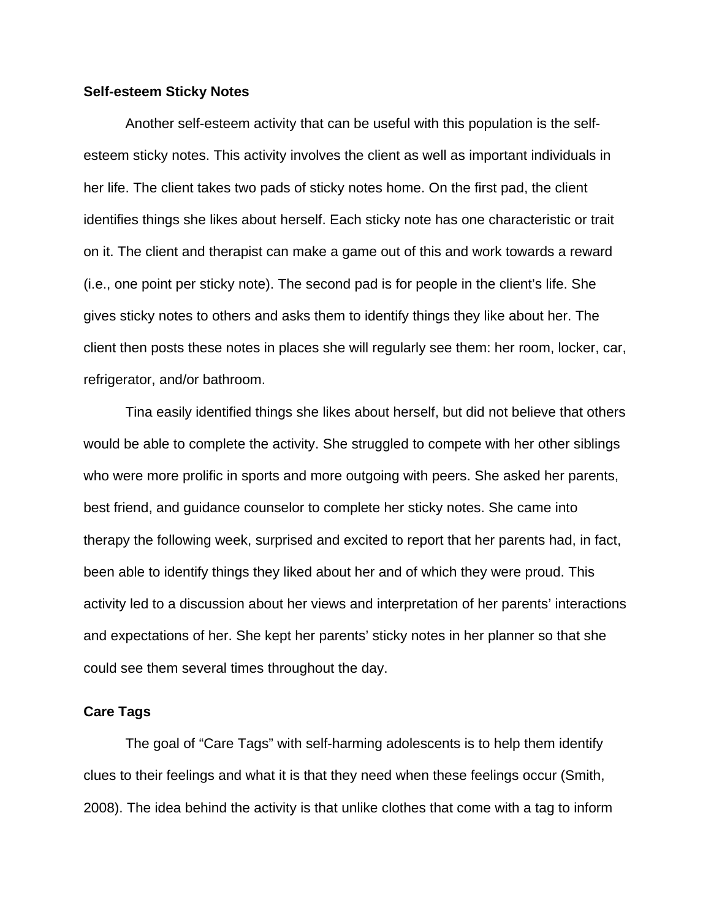**Self-esteem Sticky Notes**

Another self-esteem activity that can be useful with this population is the self-esteem sticky notes. This activity involves the client as well as important individuals in her life. The client takes two pads of sticky notes home. On the first pad, the client identifies things she likes about herself. Each sticky note has one characteristic or trait on it. The client and therapist can make a game out of this and work towards a reward (i.e., one point per sticky note). The second pad is for people in the client's life. She gives sticky notes to others and asks them to identify things they like about her. The client then posts these notes in places she will regularly see them: her room, locker, car, refrigerator, and/or bathroom.

Tina easily identified things she likes about herself, but did not believe that others would be able to complete the activity. She struggled to compete with her other siblings who were more prolific in sports and more outgoing with peers. She asked her parents, best friend, and guidance counselor to complete her sticky notes. She came into therapy the following week, surprised and excited to report that her parents had, in fact, been able to identify things they liked about her and of which they were proud. This activity led to a discussion about her views and interpretation of her parents' interactions and expectations of her. She kept her parents' sticky notes in her planner so that she could see them several times throughout the day.

**Care Tags**

The goal of "Care Tags" with self-harming adolescents is to help them identify clues to their feelings and what it is that they need when these feelings occur (Smith, 2008). The idea behind the activity is that unlike clothes that come with a tag to inform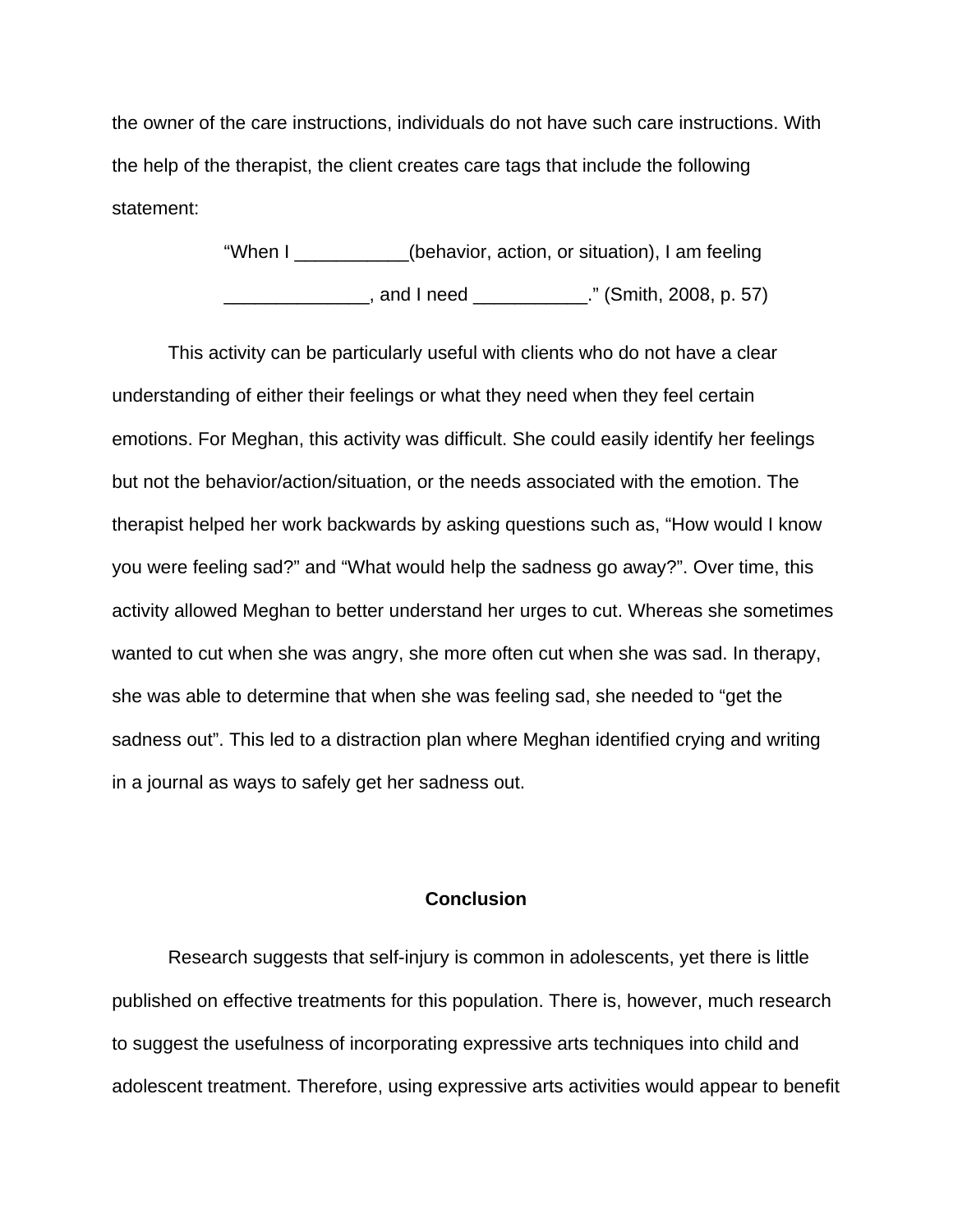the owner of the care instructions, individuals do not have such care instructions. With the help of the therapist, the client creates care tags that include the following statement:

> "When I ___________(behavior, action, or situation), I am feeling ______________, and I need ___________." (Smith, 2008, p. 57)

This activity can be particularly useful with clients who do not have a clear understanding of either their feelings or what they need when they feel certain emotions. For Meghan, this activity was difficult. She could easily identify her feelings but not the behavior/action/situation, or the needs associated with the emotion. The therapist helped her work backwards by asking questions such as, "How would I know you were feeling sad?" and "What would help the sadness go away?". Over time, this activity allowed Meghan to better understand her urges to cut. Whereas she sometimes wanted to cut when she was angry, she more often cut when she was sad. In therapy, she was able to determine that when she was feeling sad, she needed to "get the sadness out". This led to a distraction plan where Meghan identified crying and writing in a journal as ways to safely get her sadness out.

## Conclusion

Research suggests that self-injury is common in adolescents, yet there is little published on effective treatments for this population. There is, however, much research to suggest the usefulness of incorporating expressive arts techniques into child and adolescent treatment. Therefore, using expressive arts activities would appear to benefit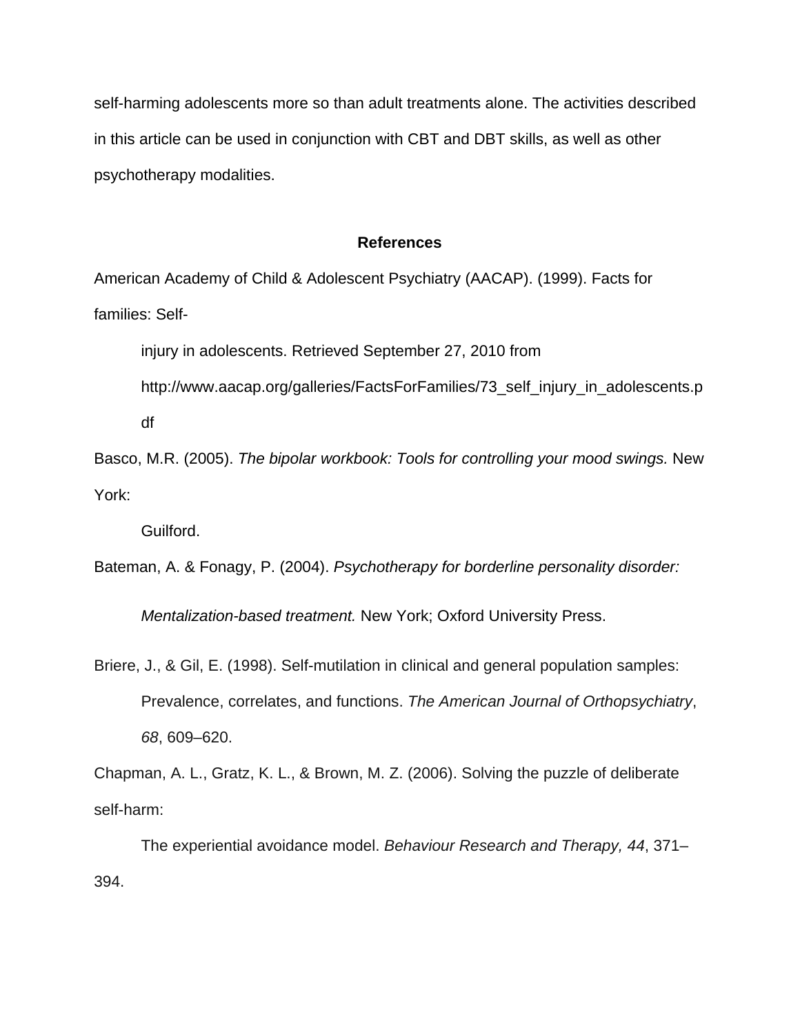self-harming adolescents more so than adult treatments alone. The activities described in this article can be used in conjunction with CBT and DBT skills, as well as other psychotherapy modalities.

## References

American Academy of Child & Adolescent Psychiatry (AACAP). (1999). Facts for families: Self-injury in adolescents. Retrieved September 27, 2010 from http://www.aacap.org/galleries/FactsForFamilies/73_self_injury_in_adolescents.pdf

Basco, M.R. (2005). *The bipolar workbook: Tools for controlling your mood swings.* New York: Guilford.

Bateman, A. & Fonagy, P. (2004). *Psychotherapy for borderline personality disorder: Mentalization-based treatment.* New York; Oxford University Press.

Briere, J., & Gil, E. (1998). Self-mutilation in clinical and general population samples: Prevalence, correlates, and functions. *The American Journal of Orthopsychiatry*, *68*, 609–620.

Chapman, A. L., Gratz, K. L., & Brown, M. Z. (2006). Solving the puzzle of deliberate self-harm: The experiential avoidance model. *Behaviour Research and Therapy, 44*, 371–394.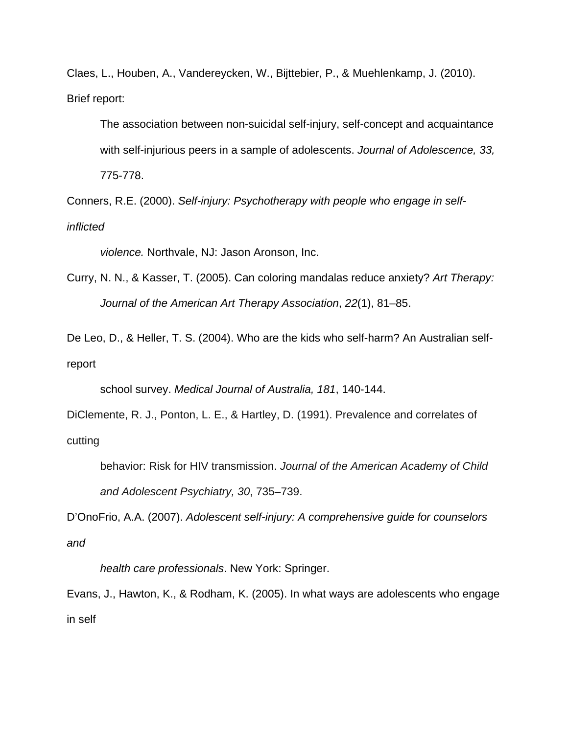Claes, L., Houben, A., Vandereycken, W., Bijttebier, P., & Muehlenkamp, J. (2010). Brief report: The association between non-suicidal self-injury, self-concept and acquaintance with self-injurious peers in a sample of adolescents. *Journal of Adolescence, 33,* 775-778.

Conners, R.E. (2000). *Self-injury: Psychotherapy with people who engage in self-inflicted violence.* Northvale, NJ: Jason Aronson, Inc.

Curry, N. N., & Kasser, T. (2005). Can coloring mandalas reduce anxiety? *Art Therapy: Journal of the American Art Therapy Association*, *22*(1), 81–85.

De Leo, D., & Heller, T. S. (2004). Who are the kids who self-harm? An Australian self-report school survey. *Medical Journal of Australia, 181*, 140-144.

DiClemente, R. J., Ponton, L. E., & Hartley, D. (1991). Prevalence and correlates of cutting behavior: Risk for HIV transmission. *Journal of the American Academy of Child and Adolescent Psychiatry, 30*, 735–739.

D'OnoFrio, A.A. (2007). *Adolescent self-injury: A comprehensive guide for counselors and health care professionals*. New York: Springer.

Evans, J., Hawton, K., & Rodham, K. (2005). In what ways are adolescents who engage in self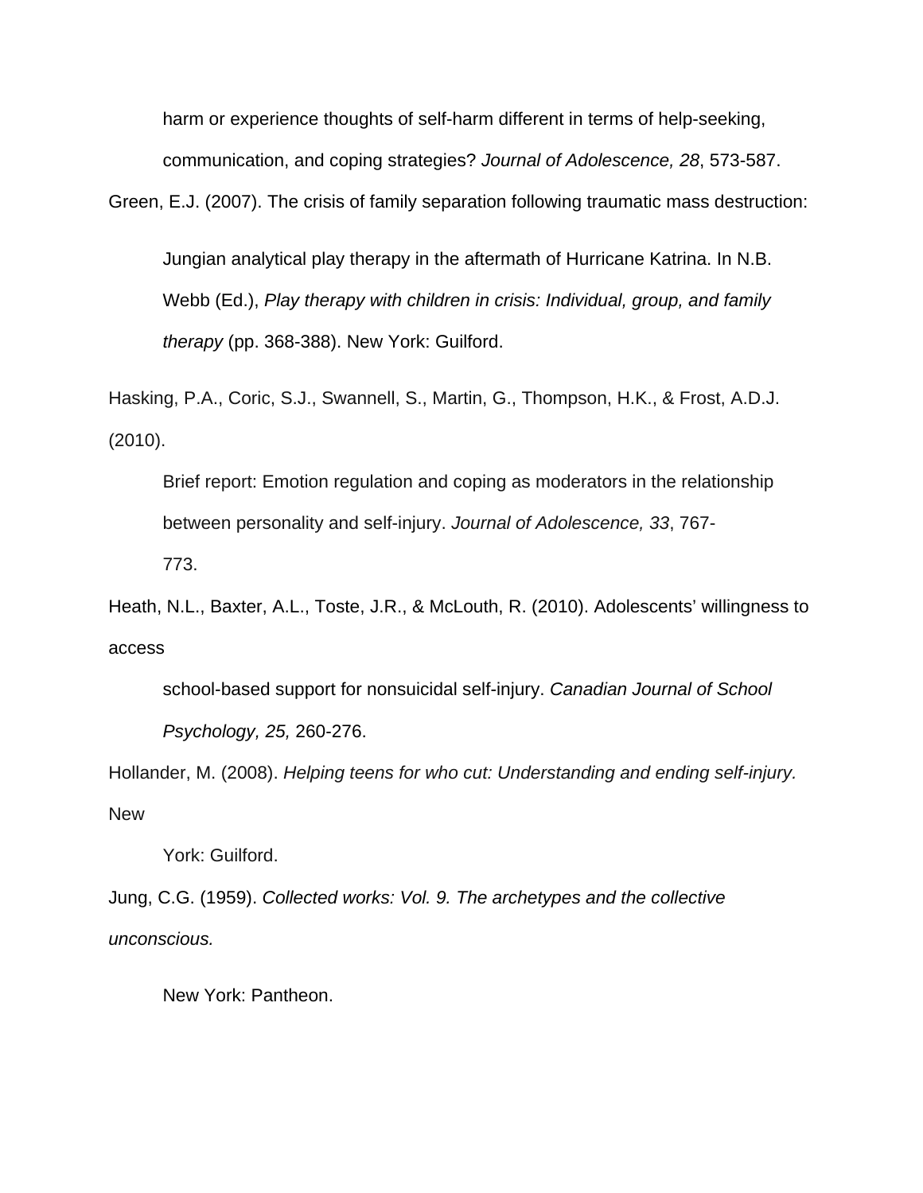harm or experience thoughts of self-harm different in terms of help-seeking, communication, and coping strategies? *Journal of Adolescence, 28*, 573-587.

Green, E.J. (2007). The crisis of family separation following traumatic mass destruction: Jungian analytical play therapy in the aftermath of Hurricane Katrina. In N.B. Webb (Ed.), *Play therapy with children in crisis: Individual, group, and family therapy* (pp. 368-388). New York: Guilford.

Hasking, P.A., Coric, S.J., Swannell, S., Martin, G., Thompson, H.K., & Frost, A.D.J. (2010). Brief report: Emotion regulation and coping as moderators in the relationship between personality and self-injury. *Journal of Adolescence, 33*, 767-773.

Heath, N.L., Baxter, A.L., Toste, J.R., & McLouth, R. (2010). Adolescents' willingness to access school-based support for nonsuicidal self-injury. *Canadian Journal of School Psychology, 25,* 260-276.

Hollander, M. (2008). *Helping teens for who cut: Understanding and ending self-injury.* New York: Guilford.

Jung, C.G. (1959). *Collected works: Vol. 9. The archetypes and the collective unconscious.* New York: Pantheon.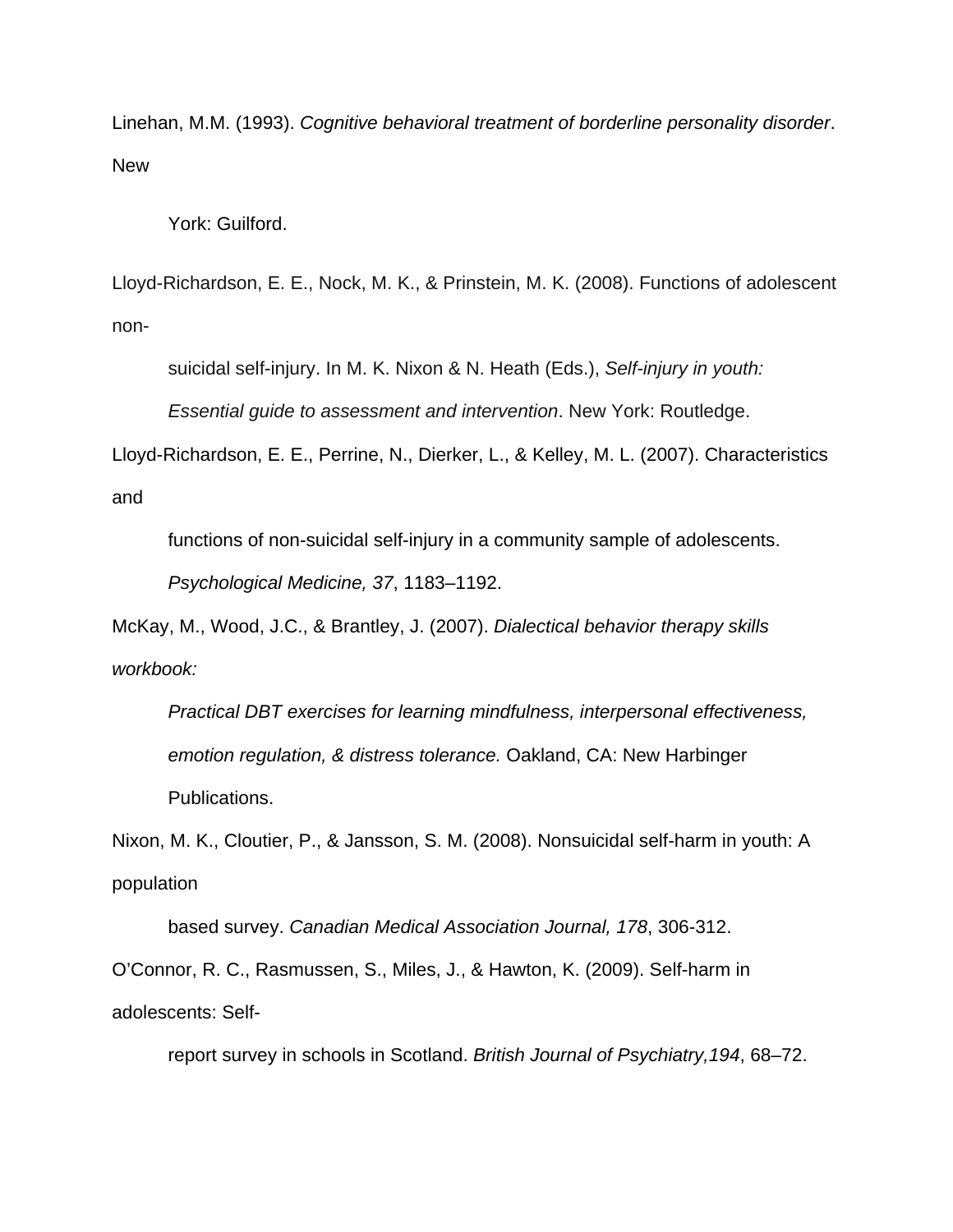Linehan, M.M. (1993). *Cognitive behavioral treatment of borderline personality disorder*. New York: Guilford.

Lloyd-Richardson, E. E., Nock, M. K., & Prinstein, M. K. (2008). Functions of adolescent non-suicidal self-injury. In M. K. Nixon & N. Heath (Eds.), *Self-injury in youth: Essential guide to assessment and intervention*. New York: Routledge.

Lloyd-Richardson, E. E., Perrine, N., Dierker, L., & Kelley, M. L. (2007). Characteristics and functions of non-suicidal self-injury in a community sample of adolescents. *Psychological Medicine, 37*, 1183–1192.

McKay, M., Wood, J.C., & Brantley, J. (2007). *Dialectical behavior therapy skills workbook: Practical DBT exercises for learning mindfulness, interpersonal effectiveness, emotion regulation, & distress tolerance.* Oakland, CA: New Harbinger Publications.

Nixon, M. K., Cloutier, P., & Jansson, S. M. (2008). Nonsuicidal self-harm in youth: A population based survey. *Canadian Medical Association Journal, 178*, 306-312.

O'Connor, R. C., Rasmussen, S., Miles, J., & Hawton, K. (2009). Self-harm in adolescents: Self-report survey in schools in Scotland. *British Journal of Psychiatry,194*, 68–72.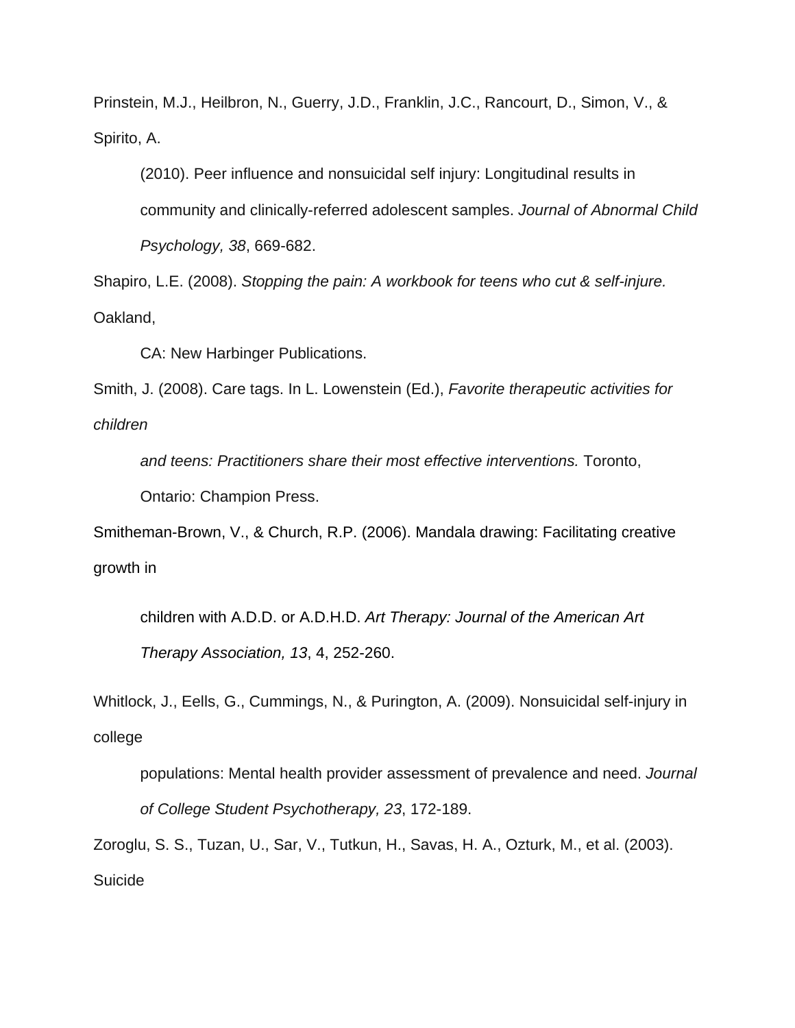Prinstein, M.J., Heilbron, N., Guerry, J.D., Franklin, J.C., Rancourt, D., Simon, V., & Spirito, A. (2010). Peer influence and nonsuicidal self injury: Longitudinal results in community and clinically-referred adolescent samples. *Journal of Abnormal Child Psychology, 38*, 669-682.

Shapiro, L.E. (2008). *Stopping the pain: A workbook for teens who cut & self-injure.* Oakland, CA: New Harbinger Publications.

Smith, J. (2008). Care tags. In L. Lowenstein (Ed.), *Favorite therapeutic activities for children and teens: Practitioners share their most effective interventions.* Toronto, Ontario: Champion Press.

Smitheman-Brown, V., & Church, R.P. (2006). Mandala drawing: Facilitating creative growth in children with A.D.D. or A.D.H.D. *Art Therapy: Journal of the American Art Therapy Association, 13*, 4, 252-260.

Whitlock, J., Eells, G., Cummings, N., & Purington, A. (2009). Nonsuicidal self-injury in college populations: Mental health provider assessment of prevalence and need. *Journal of College Student Psychotherapy, 23*, 172-189.

Zoroglu, S. S., Tuzan, U., Sar, V., Tutkun, H., Savas, H. A., Ozturk, M., et al. (2003). Suicide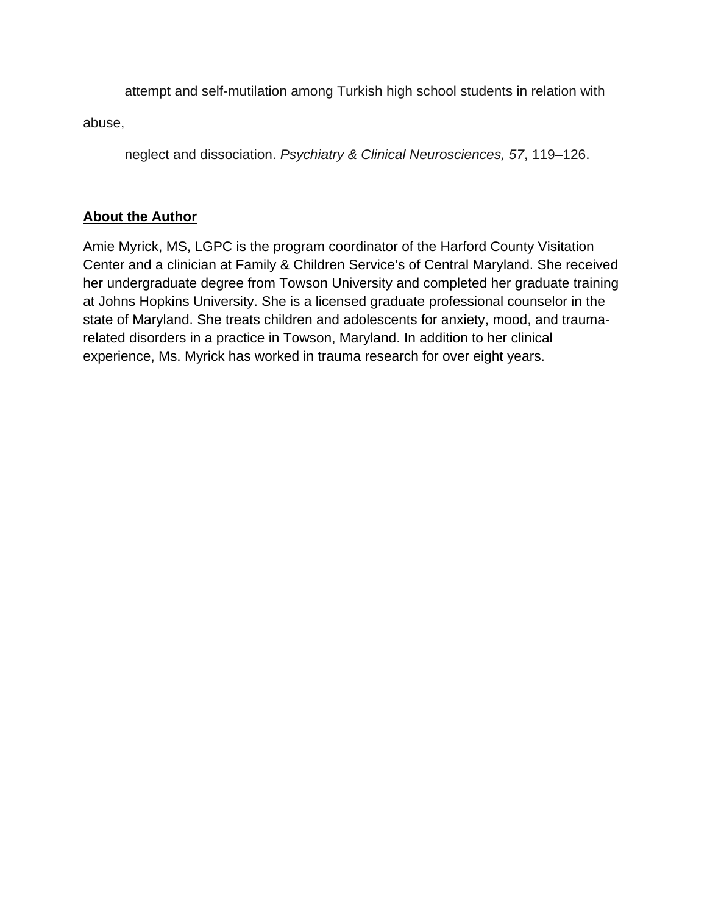attempt and self-mutilation among Turkish high school students in relation with abuse, neglect and dissociation. *Psychiatry & Clinical Neurosciences, 57*, 119–126.

## About the Author

Amie Myrick, MS, LGPC is the program coordinator of the Harford County Visitation Center and a clinician at Family & Children Service's of Central Maryland. She received her undergraduate degree from Towson University and completed her graduate training at Johns Hopkins University. She is a licensed graduate professional counselor in the state of Maryland. She treats children and adolescents for anxiety, mood, and trauma-related disorders in a practice in Towson, Maryland. In addition to her clinical experience, Ms. Myrick has worked in trauma research for over eight years.